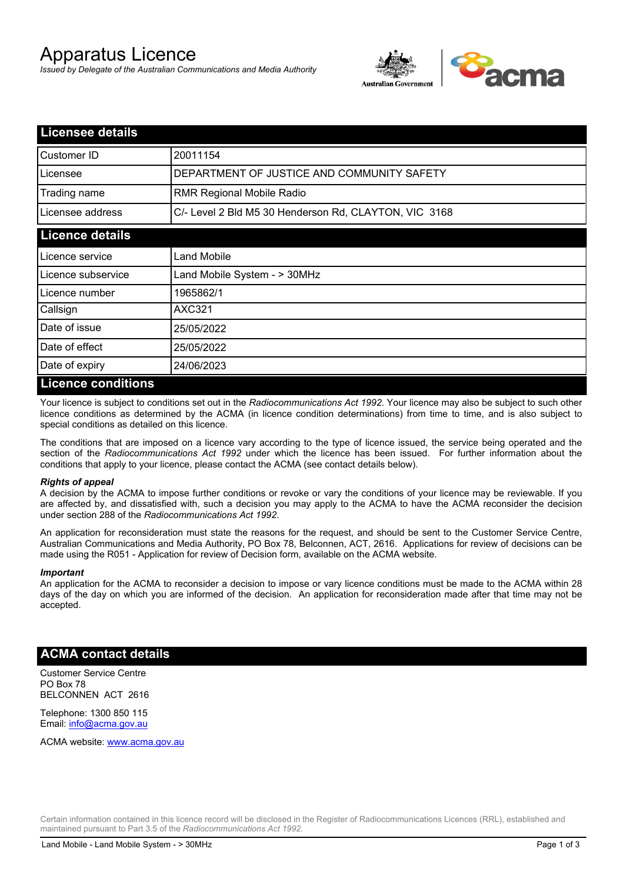# Apparatus Licence

*Issued by Delegate of the Australian Communications and Media Authority*

## Licensee details

| | |
|---|---|
| Customer ID | 20011154 |
| Licensee | DEPARTMENT OF JUSTICE AND COMMUNITY SAFETY |
| Trading name | RMR Regional Mobile Radio |
| Licensee address | C/- Level 2 Bld M5 30 Henderson Rd, CLAYTON, VIC 3168 |

## Licence details

| | |
|---|---|
| Licence service | Land Mobile |
| Licence subservice | Land Mobile System - > 30MHz |
| Licence number | 1965862/1 |
| Callsign | AXC321 |
| Date of issue | 25/05/2022 |
| Date of effect | 25/05/2022 |
| Date of expiry | 24/06/2023 |

## Licence conditions

Your licence is subject to conditions set out in the *Radiocommunications Act 1992*. Your licence may also be subject to such other licence conditions as determined by the ACMA (in licence condition determinations) from time to time, and is also subject to special conditions as detailed on this licence.

The conditions that are imposed on a licence vary according to the type of licence issued, the service being operated and the section of the *Radiocommunications Act 1992* under which the licence has been issued. For further information about the conditions that apply to your licence, please contact the ACMA (see contact details below).

***Rights of appeal***

A decision by the ACMA to impose further conditions or revoke or vary the conditions of your licence may be reviewable. If you are affected by, and dissatisfied with, such a decision you may apply to the ACMA to have the ACMA reconsider the decision under section 288 of the *Radiocommunications Act 1992*.

An application for reconsideration must state the reasons for the request, and should be sent to the Customer Service Centre, Australian Communications and Media Authority, PO Box 78, Belconnen, ACT, 2616. Applications for review of decisions can be made using the R051 - Application for review of Decision form, available on the ACMA website.

***Important***

An application for the ACMA to reconsider a decision to impose or vary licence conditions must be made to the ACMA within 28 days of the day on which you are informed of the decision. An application for reconsideration made after that time may not be accepted.

## ACMA contact details

Customer Service Centre
PO Box 78
BELCONNEN ACT 2616

Telephone: 1300 850 115
Email: info@acma.gov.au

ACMA website: www.acma.gov.au

Certain information contained in this licence record will be disclosed in the Register of Radiocommunications Licences (RRL), established and maintained pursuant to Part 3.5 of the *Radiocommunications Act 1992.*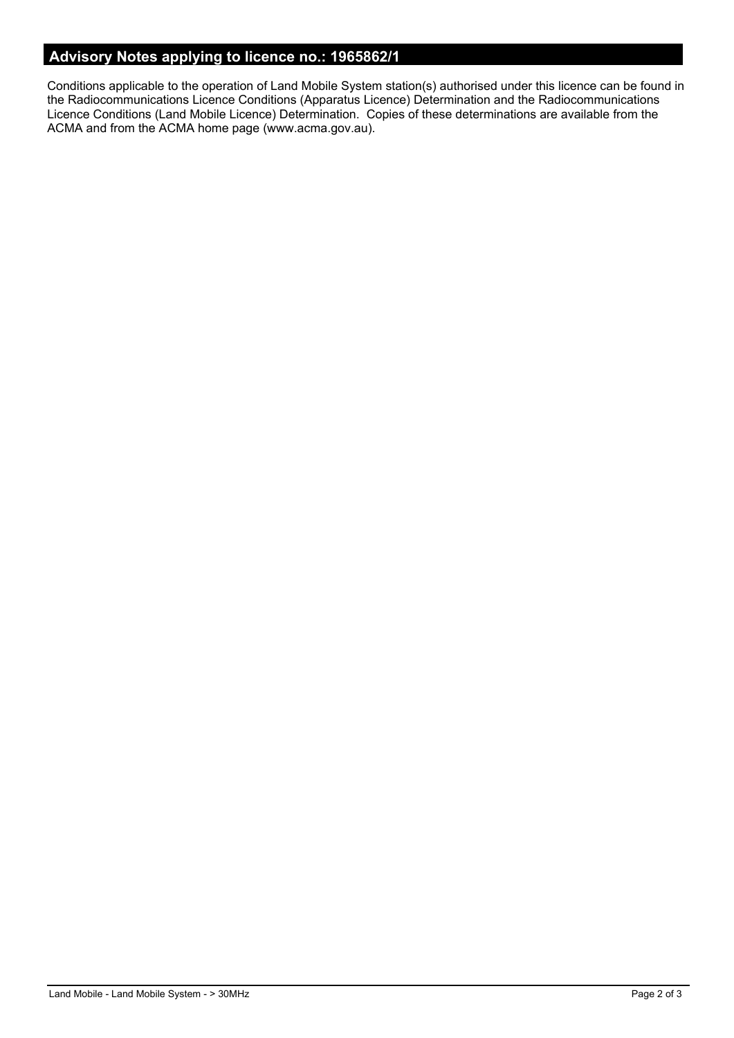## Advisory Notes applying to licence no.: 1965862/1

Conditions applicable to the operation of Land Mobile System station(s) authorised under this licence can be found in the Radiocommunications Licence Conditions (Apparatus Licence) Determination and the Radiocommunications Licence Conditions (Land Mobile Licence) Determination. Copies of these determinations are available from the ACMA and from the ACMA home page (www.acma.gov.au).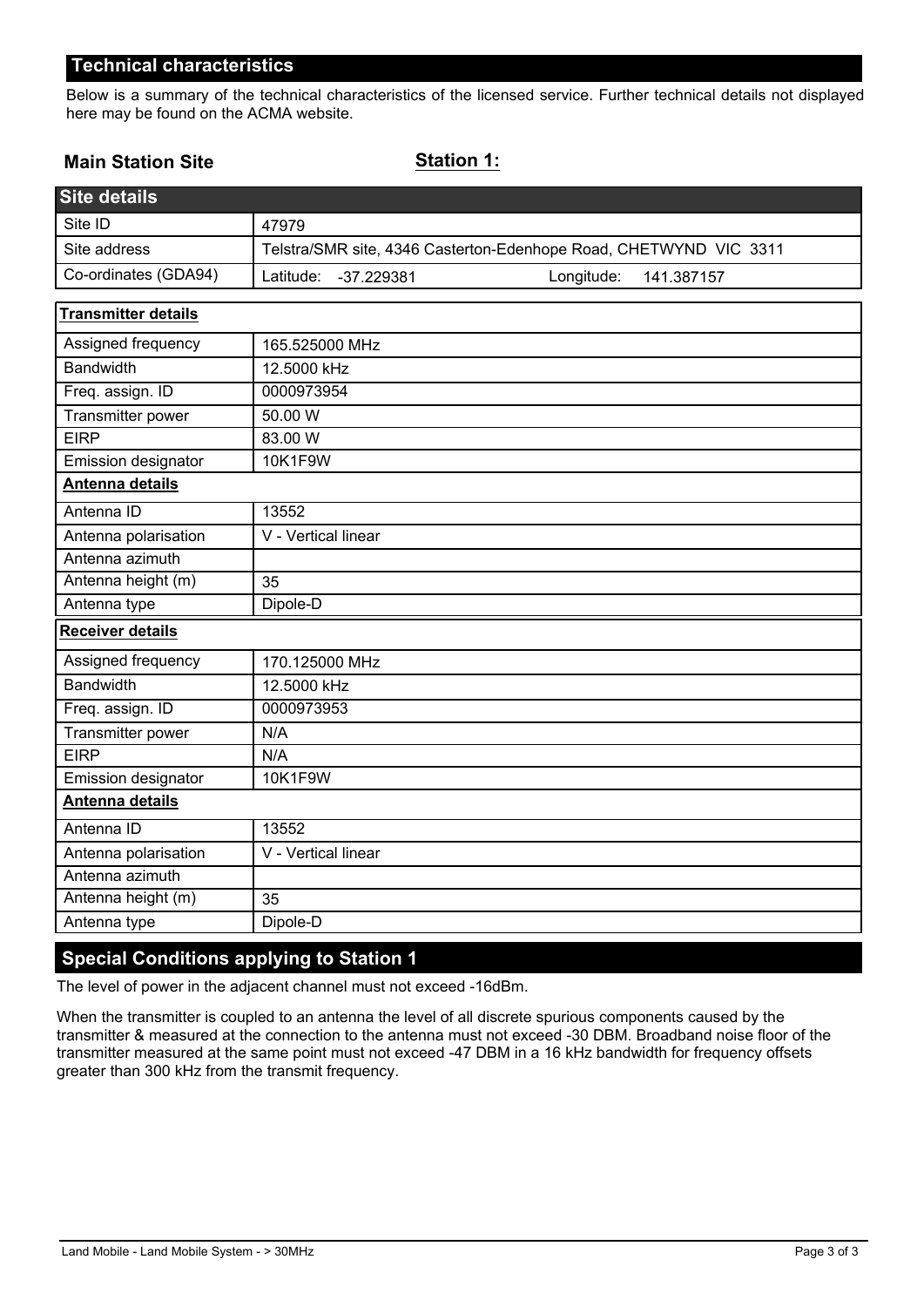## Technical characteristics

Below is a summary of the technical characteristics of the licensed service. Further technical details not displayed here may be found on the ACMA website.

**Main Station Site** **Station 1:**

### Site details

| | |
|---|---|
| Site ID | 47979 |
| Site address | Telstra/SMR site, 4346 Casterton-Edenhope Road, CHETWYND VIC 3311 |
| Co-ordinates (GDA94) | Latitude: -37.229381 Longitude: 141.387157 |

| | |
|---|---|
| **Transmitter details** | |
| Assigned frequency | 165.525000 MHz |
| Bandwidth | 12.5000 kHz |
| Freq. assign. ID | 0000973954 |
| Transmitter power | 50.00 W |
| EIRP | 83.00 W |
| Emission designator | 10K1F9W |
| **Antenna details** | |
| Antenna ID | 13552 |
| Antenna polarisation | V - Vertical linear |
| Antenna azimuth | |
| Antenna height (m) | 35 |
| Antenna type | Dipole-D |
| **Receiver details** | |
| Assigned frequency | 170.125000 MHz |
| Bandwidth | 12.5000 kHz |
| Freq. assign. ID | 0000973953 |
| Transmitter power | N/A |
| EIRP | N/A |
| Emission designator | 10K1F9W |
| **Antenna details** | |
| Antenna ID | 13552 |
| Antenna polarisation | V - Vertical linear |
| Antenna azimuth | |
| Antenna height (m) | 35 |
| Antenna type | Dipole-D |

## Special Conditions applying to Station 1

The level of power in the adjacent channel must not exceed -16dBm.

When the transmitter is coupled to an antenna the level of all discrete spurious components caused by the transmitter & measured at the connection to the antenna must not exceed -30 DBM. Broadband noise floor of the transmitter measured at the same point must not exceed -47 DBM in a 16 kHz bandwidth for frequency offsets greater than 300 kHz from the transmit frequency.